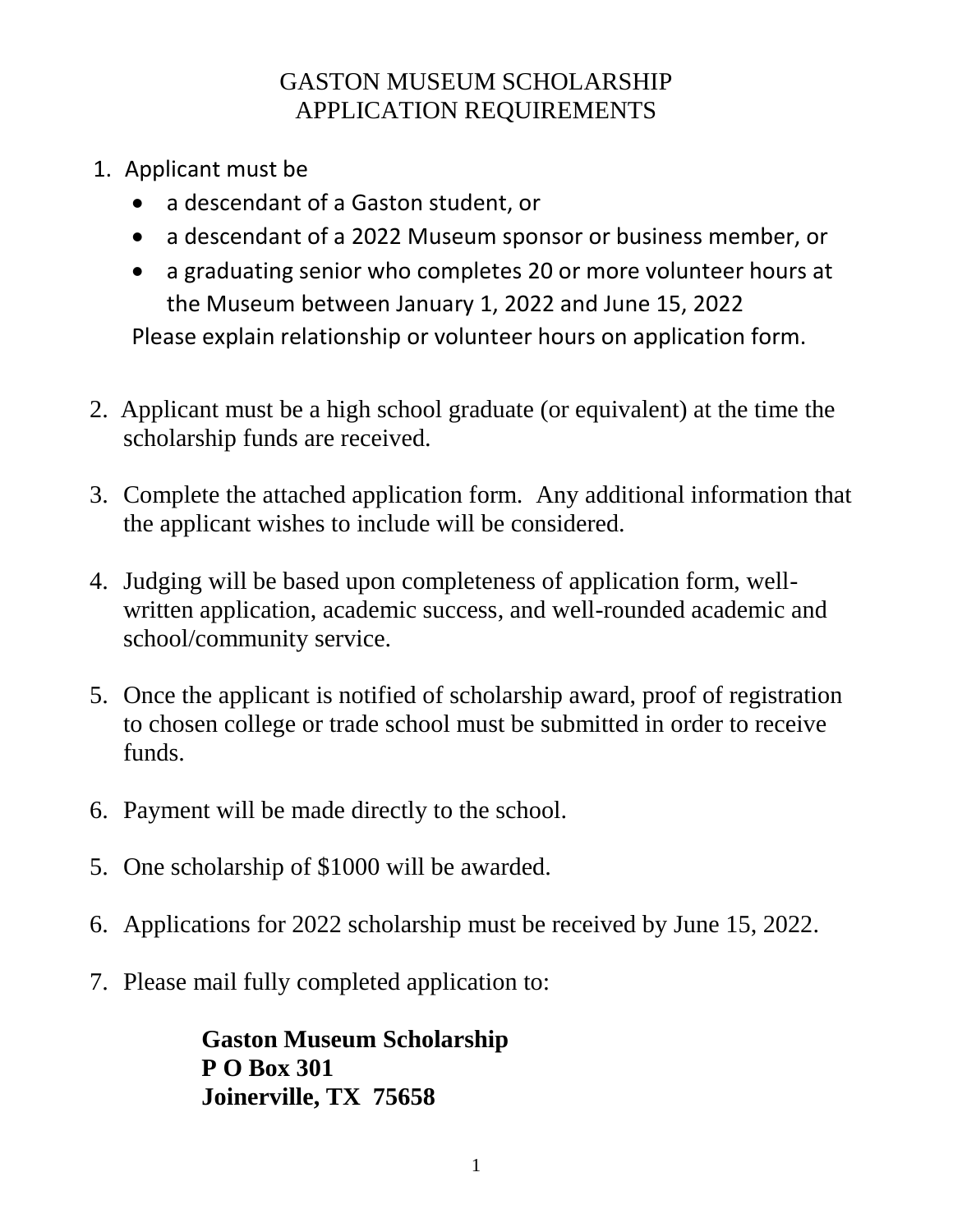# GASTON MUSEUM SCHOLARSHIP
## APPLICATION REQUIREMENTS

1. Applicant must be
   - a descendant of a Gaston student, or
   - a descendant of a 2022 Museum sponsor or business member, or
   - a graduating senior who completes 20 or more volunteer hours at the Museum between January 1, 2022 and June 15, 2022

   Please explain relationship or volunteer hours on application form.

2. Applicant must be a high school graduate (or equivalent) at the time the scholarship funds are received.

3. Complete the attached application form. Any additional information that the applicant wishes to include will be considered.

4. Judging will be based upon completeness of application form, well-written application, academic success, and well-rounded academic and school/community service.

5. Once the applicant is notified of scholarship award, proof of registration to chosen college or trade school must be submitted in order to receive funds.

6. Payment will be made directly to the school.

5. One scholarship of $1000 will be awarded.

6. Applications for 2022 scholarship must be received by June 15, 2022.

7. Please mail fully completed application to:

**Gaston Museum Scholarship**
**P O Box 301**
**Joinerville, TX 75658**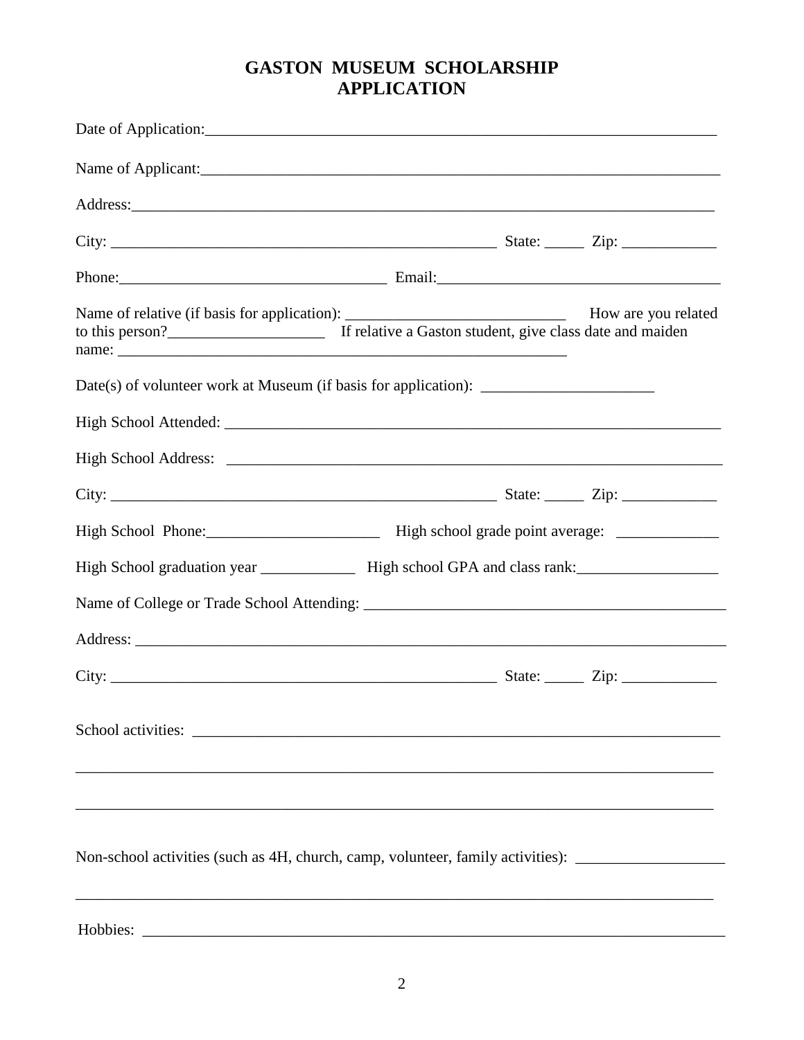# GASTON MUSEUM SCHOLARSHIP APPLICATION

Date of Application:_______________________________________________________________

Name of Applicant:_________________________________________________________________

Address:_________________________________________________________________________

City: ____________________________________________ State: _____ Zip: ____________

Phone:________________________________ Email:___________________________________

Name of relative (if basis for application): ___________________________ How are you related to this person?___________________ If relative a Gaston student, give class date and maiden name: _______________________________________________________

Date(s) of volunteer work at Museum (if basis for application): _____________________

High School Attended: ______________________________________________________________

High School Address: _______________________________________________________________

City: ____________________________________________ State: _____ Zip: ____________

High School Phone:_____________________ High school grade point average: _____________

High School graduation year ____________ High school GPA and class rank:_________________

Name of College or Trade School Attending: ___________________________________________

Address: ____________________________________________________________________________

City: ____________________________________________ State: _____ Zip: ____________

School activities: __________________________________________________________________

___________________________________________________________________________________

___________________________________________________________________________________

Non-school activities (such as 4H, church, camp, volunteer, family activities): ___________________

___________________________________________________________________________________

Hobbies: ___________________________________________________________________________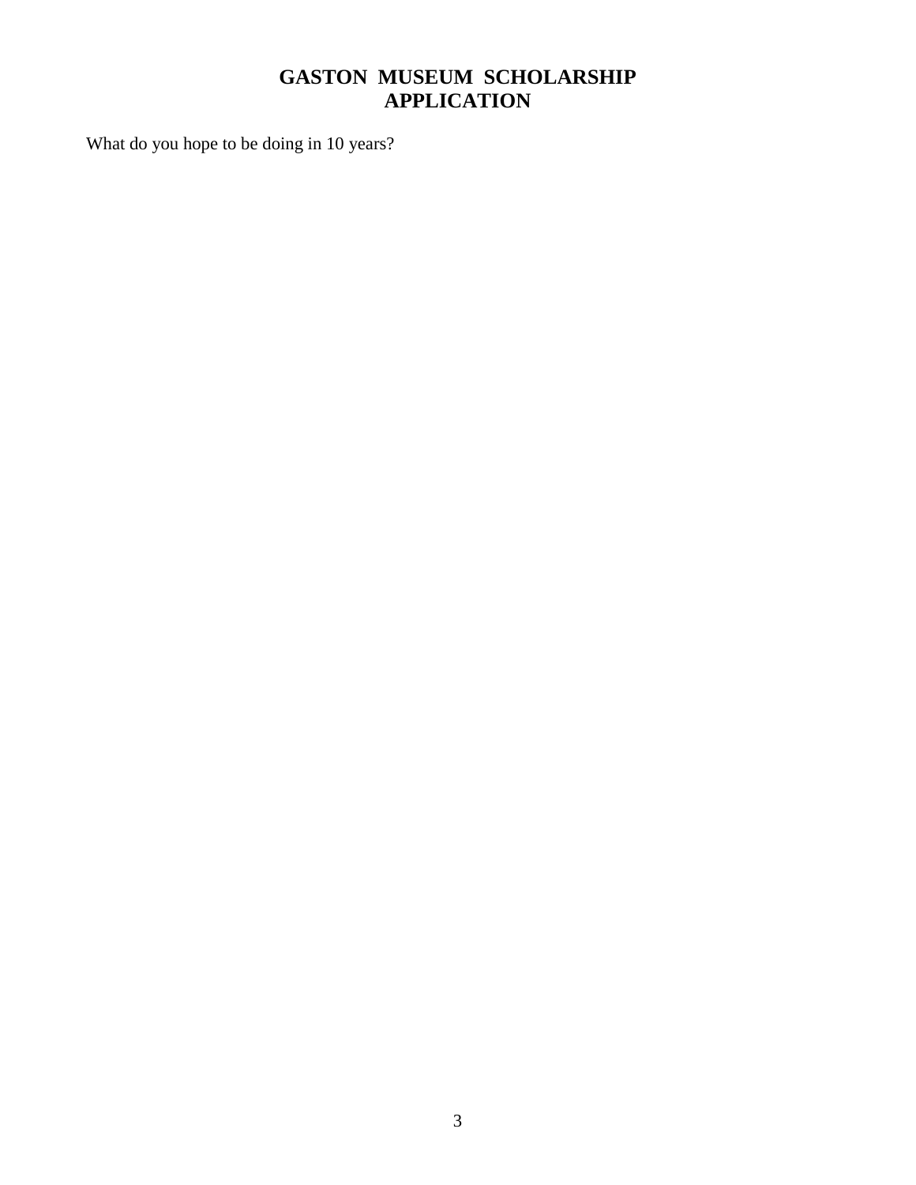# GASTON MUSEUM SCHOLARSHIP APPLICATION

What do you hope to be doing in 10 years?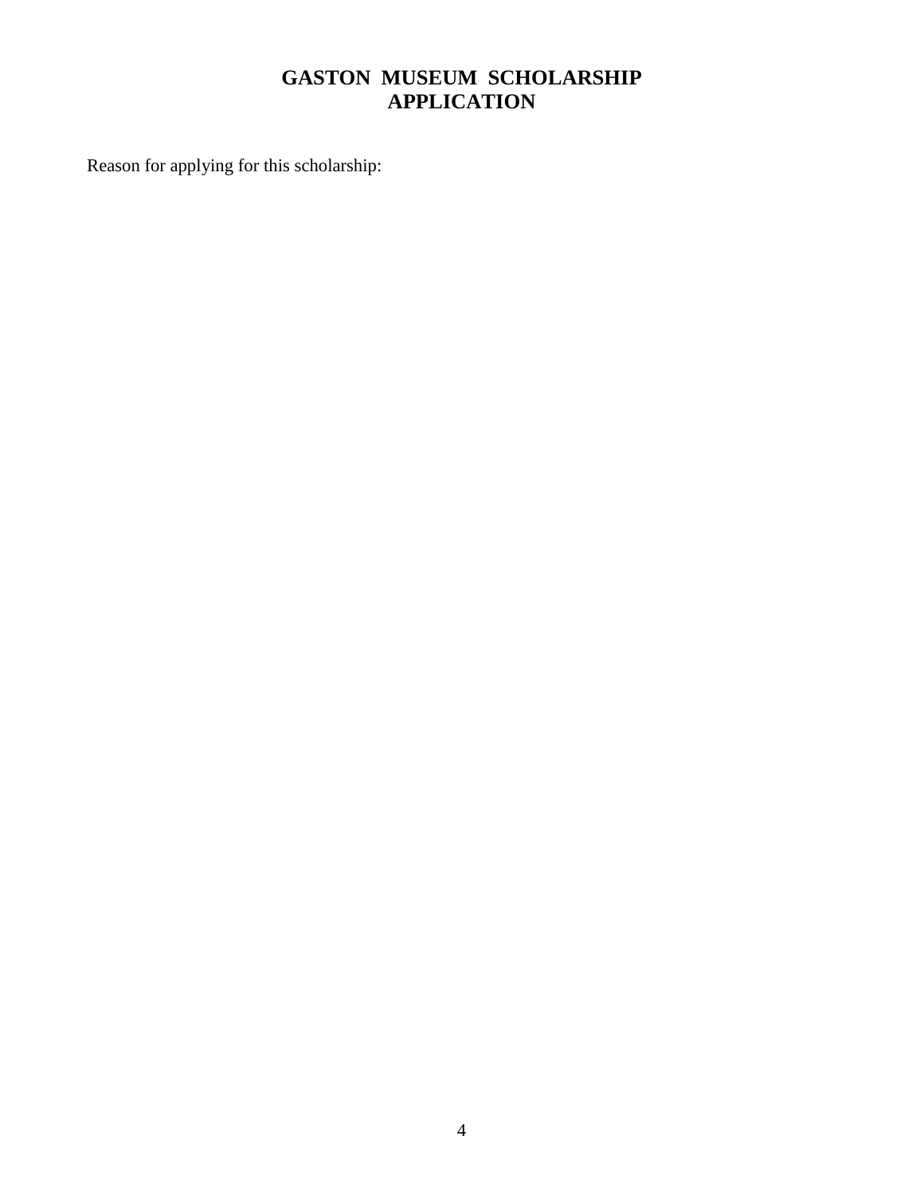# GASTON MUSEUM SCHOLARSHIP APPLICATION

Reason for applying for this scholarship: